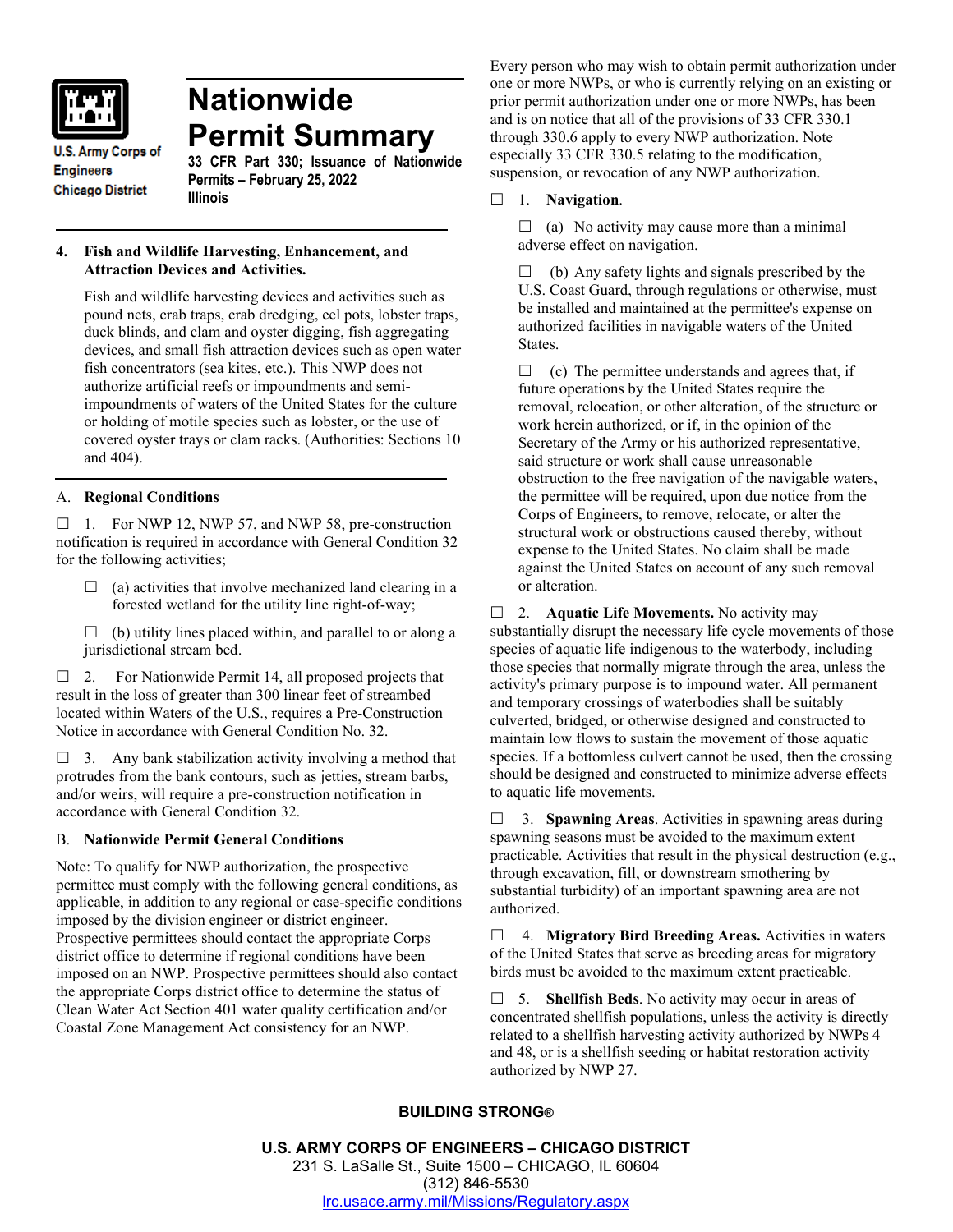U.S. Army Corps of Engineers
Chicago District

# Nationwide Permit Summary

**33 CFR Part 330; Issuance of Nationwide Permits – February 25, 2022**
**Illinois**

### 4. Fish and Wildlife Harvesting, Enhancement, and Attraction Devices and Activities.

Fish and wildlife harvesting devices and activities such as pound nets, crab traps, crab dredging, eel pots, lobster traps, duck blinds, and clam and oyster digging, fish aggregating devices, and small fish attraction devices such as open water fish concentrators (sea kites, etc.). This NWP does not authorize artificial reefs or impoundments and semi-impoundments of waters of the United States for the culture or holding of motile species such as lobster, or the use of covered oyster trays or clam racks. (Authorities: Sections 10 and 404).

## A. Regional Conditions

☐ 1. For NWP 12, NWP 57, and NWP 58, pre-construction notification is required in accordance with General Condition 32 for the following activities;

☐ (a) activities that involve mechanized land clearing in a forested wetland for the utility line right-of-way;

☐ (b) utility lines placed within, and parallel to or along a jurisdictional stream bed.

☐ 2. For Nationwide Permit 14, all proposed projects that result in the loss of greater than 300 linear feet of streambed located within Waters of the U.S., requires a Pre-Construction Notice in accordance with General Condition No. 32.

☐ 3. Any bank stabilization activity involving a method that protrudes from the bank contours, such as jetties, stream barbs, and/or weirs, will require a pre-construction notification in accordance with General Condition 32.

## B. Nationwide Permit General Conditions

Note: To qualify for NWP authorization, the prospective permittee must comply with the following general conditions, as applicable, in addition to any regional or case-specific conditions imposed by the division engineer or district engineer. Prospective permittees should contact the appropriate Corps district office to determine if regional conditions have been imposed on an NWP. Prospective permittees should also contact the appropriate Corps district office to determine the status of Clean Water Act Section 401 water quality certification and/or Coastal Zone Management Act consistency for an NWP.

Every person who may wish to obtain permit authorization under one or more NWPs, or who is currently relying on an existing or prior permit authorization under one or more NWPs, has been and is on notice that all of the provisions of 33 CFR 330.1 through 330.6 apply to every NWP authorization. Note especially 33 CFR 330.5 relating to the modification, suspension, or revocation of any NWP authorization.

☐ 1. **Navigation**.

☐ (a) No activity may cause more than a minimal adverse effect on navigation.

☐ (b) Any safety lights and signals prescribed by the U.S. Coast Guard, through regulations or otherwise, must be installed and maintained at the permittee's expense on authorized facilities in navigable waters of the United States.

☐ (c) The permittee understands and agrees that, if future operations by the United States require the removal, relocation, or other alteration, of the structure or work herein authorized, or if, in the opinion of the Secretary of the Army or his authorized representative, said structure or work shall cause unreasonable obstruction to the free navigation of the navigable waters, the permittee will be required, upon due notice from the Corps of Engineers, to remove, relocate, or alter the structural work or obstructions caused thereby, without expense to the United States. No claim shall be made against the United States on account of any such removal or alteration.

☐ 2. **Aquatic Life Movements.** No activity may substantially disrupt the necessary life cycle movements of those species of aquatic life indigenous to the waterbody, including those species that normally migrate through the area, unless the activity's primary purpose is to impound water. All permanent and temporary crossings of waterbodies shall be suitably culverted, bridged, or otherwise designed and constructed to maintain low flows to sustain the movement of those aquatic species. If a bottomless culvert cannot be used, then the crossing should be designed and constructed to minimize adverse effects to aquatic life movements.

☐ 3. **Spawning Areas**. Activities in spawning areas during spawning seasons must be avoided to the maximum extent practicable. Activities that result in the physical destruction (e.g., through excavation, fill, or downstream smothering by substantial turbidity) of an important spawning area are not authorized.

☐ 4. **Migratory Bird Breeding Areas.** Activities in waters of the United States that serve as breeding areas for migratory birds must be avoided to the maximum extent practicable.

☐ 5. **Shellfish Beds**. No activity may occur in areas of concentrated shellfish populations, unless the activity is directly related to a shellfish harvesting activity authorized by NWPs 4 and 48, or is a shellfish seeding or habitat restoration activity authorized by NWP 27.

**BUILDING STRONG®**

**U.S. ARMY CORPS OF ENGINEERS – CHICAGO DISTRICT**
231 S. LaSalle St., Suite 1500 – CHICAGO, IL 60604
(312) 846-5530
lrc.usace.army.mil/Missions/Regulatory.aspx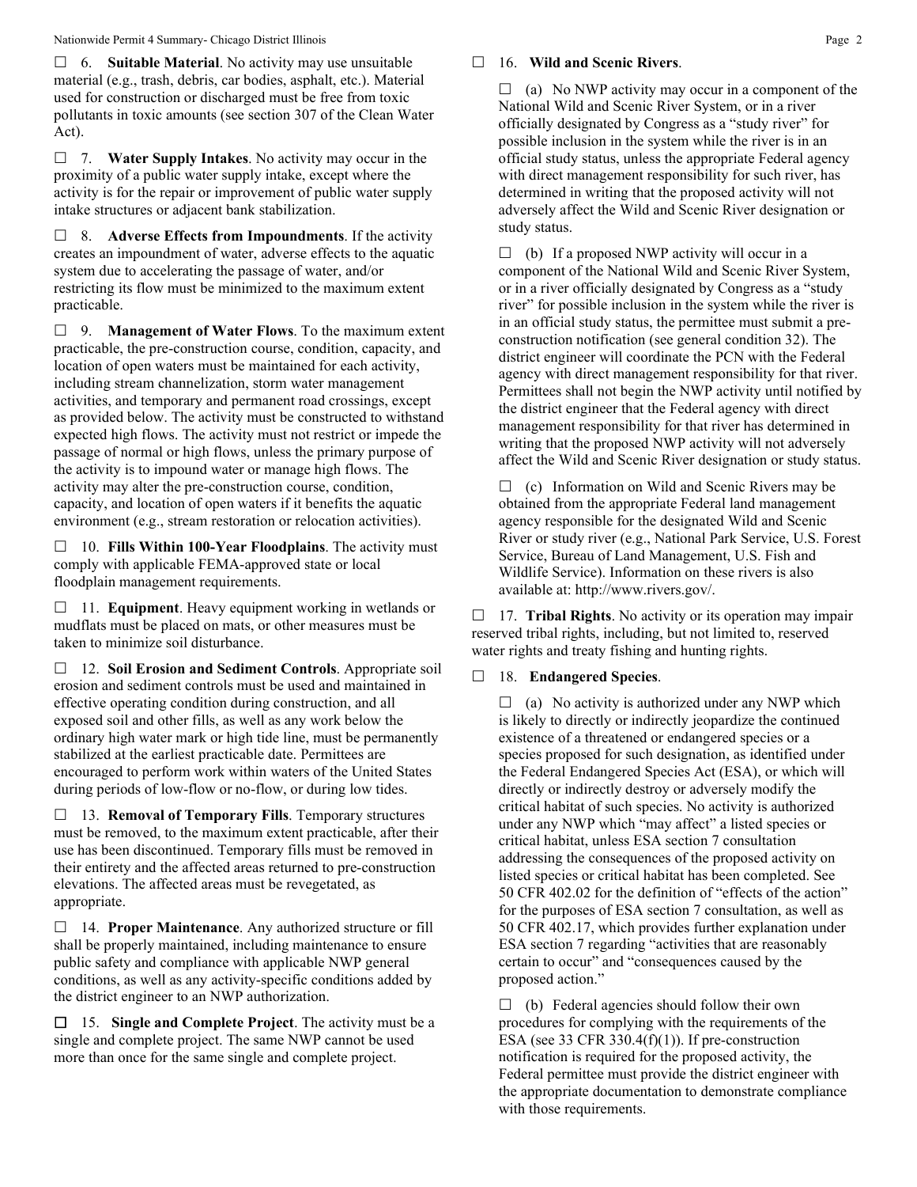☐ 6. **Suitable Material**. No activity may use unsuitable material (e.g., trash, debris, car bodies, asphalt, etc.). Material used for construction or discharged must be free from toxic pollutants in toxic amounts (see section 307 of the Clean Water Act).

☐ 7. **Water Supply Intakes**. No activity may occur in the proximity of a public water supply intake, except where the activity is for the repair or improvement of public water supply intake structures or adjacent bank stabilization.

☐ 8. **Adverse Effects from Impoundments**. If the activity creates an impoundment of water, adverse effects to the aquatic system due to accelerating the passage of water, and/or restricting its flow must be minimized to the maximum extent practicable.

☐ 9. **Management of Water Flows**. To the maximum extent practicable, the pre-construction course, condition, capacity, and location of open waters must be maintained for each activity, including stream channelization, storm water management activities, and temporary and permanent road crossings, except as provided below. The activity must be constructed to withstand expected high flows. The activity must not restrict or impede the passage of normal or high flows, unless the primary purpose of the activity is to impound water or manage high flows. The activity may alter the pre-construction course, condition, capacity, and location of open waters if it benefits the aquatic environment (e.g., stream restoration or relocation activities).

☐ 10. **Fills Within 100-Year Floodplains**. The activity must comply with applicable FEMA-approved state or local floodplain management requirements.

☐ 11. **Equipment**. Heavy equipment working in wetlands or mudflats must be placed on mats, or other measures must be taken to minimize soil disturbance.

☐ 12. **Soil Erosion and Sediment Controls**. Appropriate soil erosion and sediment controls must be used and maintained in effective operating condition during construction, and all exposed soil and other fills, as well as any work below the ordinary high water mark or high tide line, must be permanently stabilized at the earliest practicable date. Permittees are encouraged to perform work within waters of the United States during periods of low-flow or no-flow, or during low tides.

☐ 13. **Removal of Temporary Fills**. Temporary structures must be removed, to the maximum extent practicable, after their use has been discontinued. Temporary fills must be removed in their entirety and the affected areas returned to pre-construction elevations. The affected areas must be revegetated, as appropriate.

☐ 14. **Proper Maintenance**. Any authorized structure or fill shall be properly maintained, including maintenance to ensure public safety and compliance with applicable NWP general conditions, as well as any activity-specific conditions added by the district engineer to an NWP authorization.

☐ 15. **Single and Complete Project**. The activity must be a single and complete project. The same NWP cannot be used more than once for the same single and complete project.

☐ 16. **Wild and Scenic Rivers**.

☐ (a) No NWP activity may occur in a component of the National Wild and Scenic River System, or in a river officially designated by Congress as a "study river" for possible inclusion in the system while the river is in an official study status, unless the appropriate Federal agency with direct management responsibility for such river, has determined in writing that the proposed activity will not adversely affect the Wild and Scenic River designation or study status.

☐ (b) If a proposed NWP activity will occur in a component of the National Wild and Scenic River System, or in a river officially designated by Congress as a "study river" for possible inclusion in the system while the river is in an official study status, the permittee must submit a pre-construction notification (see general condition 32). The district engineer will coordinate the PCN with the Federal agency with direct management responsibility for that river. Permittees shall not begin the NWP activity until notified by the district engineer that the Federal agency with direct management responsibility for that river has determined in writing that the proposed NWP activity will not adversely affect the Wild and Scenic River designation or study status.

☐ (c) Information on Wild and Scenic Rivers may be obtained from the appropriate Federal land management agency responsible for the designated Wild and Scenic River or study river (e.g., National Park Service, U.S. Forest Service, Bureau of Land Management, U.S. Fish and Wildlife Service). Information on these rivers is also available at: http://www.rivers.gov/.

☐ 17. **Tribal Rights**. No activity or its operation may impair reserved tribal rights, including, but not limited to, reserved water rights and treaty fishing and hunting rights.

☐ 18. **Endangered Species**.

☐ (a) No activity is authorized under any NWP which is likely to directly or indirectly jeopardize the continued existence of a threatened or endangered species or a species proposed for such designation, as identified under the Federal Endangered Species Act (ESA), or which will directly or indirectly destroy or adversely modify the critical habitat of such species. No activity is authorized under any NWP which "may affect" a listed species or critical habitat, unless ESA section 7 consultation addressing the consequences of the proposed activity on listed species or critical habitat has been completed. See 50 CFR 402.02 for the definition of "effects of the action" for the purposes of ESA section 7 consultation, as well as 50 CFR 402.17, which provides further explanation under ESA section 7 regarding "activities that are reasonably certain to occur" and "consequences caused by the proposed action."

☐ (b) Federal agencies should follow their own procedures for complying with the requirements of the ESA (see 33 CFR 330.4(f)(1)). If pre-construction notification is required for the proposed activity, the Federal permittee must provide the district engineer with the appropriate documentation to demonstrate compliance with those requirements.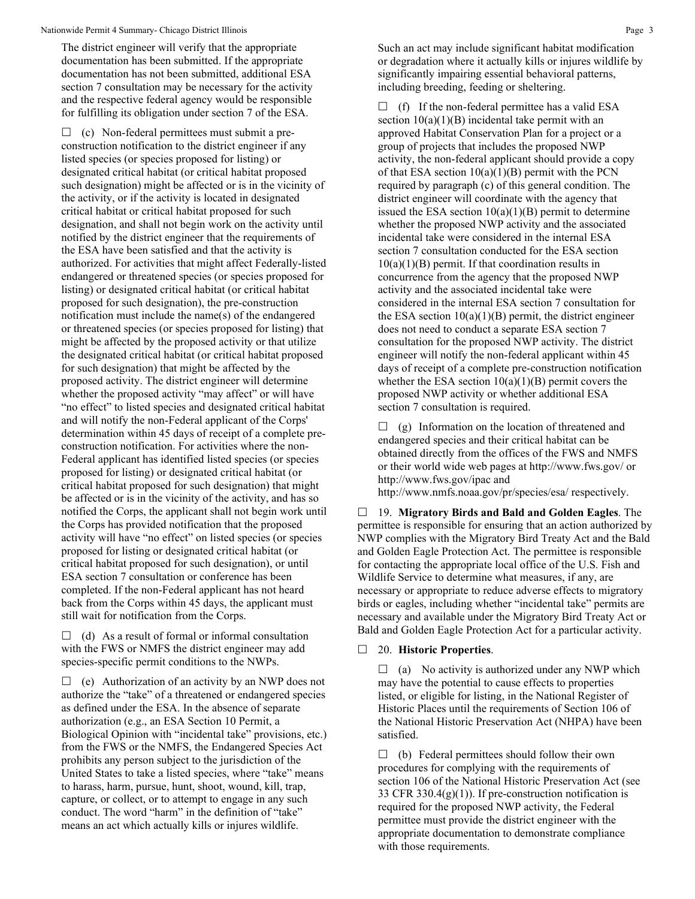The district engineer will verify that the appropriate documentation has been submitted. If the appropriate documentation has not been submitted, additional ESA section 7 consultation may be necessary for the activity and the respective federal agency would be responsible for fulfilling its obligation under section 7 of the ESA.

☐ (c) Non-federal permittees must submit a pre-construction notification to the district engineer if any listed species (or species proposed for listing) or designated critical habitat (or critical habitat proposed such designation) might be affected or is in the vicinity of the activity, or if the activity is located in designated critical habitat or critical habitat proposed for such designation, and shall not begin work on the activity until notified by the district engineer that the requirements of the ESA have been satisfied and that the activity is authorized. For activities that might affect Federally-listed endangered or threatened species (or species proposed for listing) or designated critical habitat (or critical habitat proposed for such designation), the pre-construction notification must include the name(s) of the endangered or threatened species (or species proposed for listing) that might be affected by the proposed activity or that utilize the designated critical habitat (or critical habitat proposed for such designation) that might be affected by the proposed activity. The district engineer will determine whether the proposed activity "may affect" or will have "no effect" to listed species and designated critical habitat and will notify the non-Federal applicant of the Corps' determination within 45 days of receipt of a complete pre-construction notification. For activities where the non-Federal applicant has identified listed species (or species proposed for listing) or designated critical habitat (or critical habitat proposed for such designation) that might be affected or is in the vicinity of the activity, and has so notified the Corps, the applicant shall not begin work until the Corps has provided notification that the proposed activity will have "no effect" on listed species (or species proposed for listing or designated critical habitat (or critical habitat proposed for such designation), or until ESA section 7 consultation or conference has been completed. If the non-Federal applicant has not heard back from the Corps within 45 days, the applicant must still wait for notification from the Corps.

☐ (d) As a result of formal or informal consultation with the FWS or NMFS the district engineer may add species-specific permit conditions to the NWPs.

☐ (e) Authorization of an activity by an NWP does not authorize the "take" of a threatened or endangered species as defined under the ESA. In the absence of separate authorization (e.g., an ESA Section 10 Permit, a Biological Opinion with "incidental take" provisions, etc.) from the FWS or the NMFS, the Endangered Species Act prohibits any person subject to the jurisdiction of the United States to take a listed species, where "take" means to harass, harm, pursue, hunt, shoot, wound, kill, trap, capture, or collect, or to attempt to engage in any such conduct. The word "harm" in the definition of "take" means an act which actually kills or injures wildlife. Such an act may include significant habitat modification or degradation where it actually kills or injures wildlife by significantly impairing essential behavioral patterns, including breeding, feeding or sheltering.

☐ (f) If the non-federal permittee has a valid ESA section 10(a)(1)(B) incidental take permit with an approved Habitat Conservation Plan for a project or a group of projects that includes the proposed NWP activity, the non-federal applicant should provide a copy of that ESA section 10(a)(1)(B) permit with the PCN required by paragraph (c) of this general condition. The district engineer will coordinate with the agency that issued the ESA section 10(a)(1)(B) permit to determine whether the proposed NWP activity and the associated incidental take were considered in the internal ESA section 7 consultation conducted for the ESA section 10(a)(1)(B) permit. If that coordination results in concurrence from the agency that the proposed NWP activity and the associated incidental take were considered in the internal ESA section 7 consultation for the ESA section 10(a)(1)(B) permit, the district engineer does not need to conduct a separate ESA section 7 consultation for the proposed NWP activity. The district engineer will notify the non-federal applicant within 45 days of receipt of a complete pre-construction notification whether the ESA section 10(a)(1)(B) permit covers the proposed NWP activity or whether additional ESA section 7 consultation is required.

☐ (g) Information on the location of threatened and endangered species and their critical habitat can be obtained directly from the offices of the FWS and NMFS or their world wide web pages at http://www.fws.gov/ or http://www.fws.gov/ipac and http://www.nmfs.noaa.gov/pr/species/esa/ respectively.

☐ 19. **Migratory Birds and Bald and Golden Eagles**. The permittee is responsible for ensuring that an action authorized by NWP complies with the Migratory Bird Treaty Act and the Bald and Golden Eagle Protection Act. The permittee is responsible for contacting the appropriate local office of the U.S. Fish and Wildlife Service to determine what measures, if any, are necessary or appropriate to reduce adverse effects to migratory birds or eagles, including whether "incidental take" permits are necessary and available under the Migratory Bird Treaty Act or Bald and Golden Eagle Protection Act for a particular activity.

☐ 20. **Historic Properties**.

☐ (a) No activity is authorized under any NWP which may have the potential to cause effects to properties listed, or eligible for listing, in the National Register of Historic Places until the requirements of Section 106 of the National Historic Preservation Act (NHPA) have been satisfied.

☐ (b) Federal permittees should follow their own procedures for complying with the requirements of section 106 of the National Historic Preservation Act (see 33 CFR 330.4(g)(1)). If pre-construction notification is required for the proposed NWP activity, the Federal permittee must provide the district engineer with the appropriate documentation to demonstrate compliance with those requirements.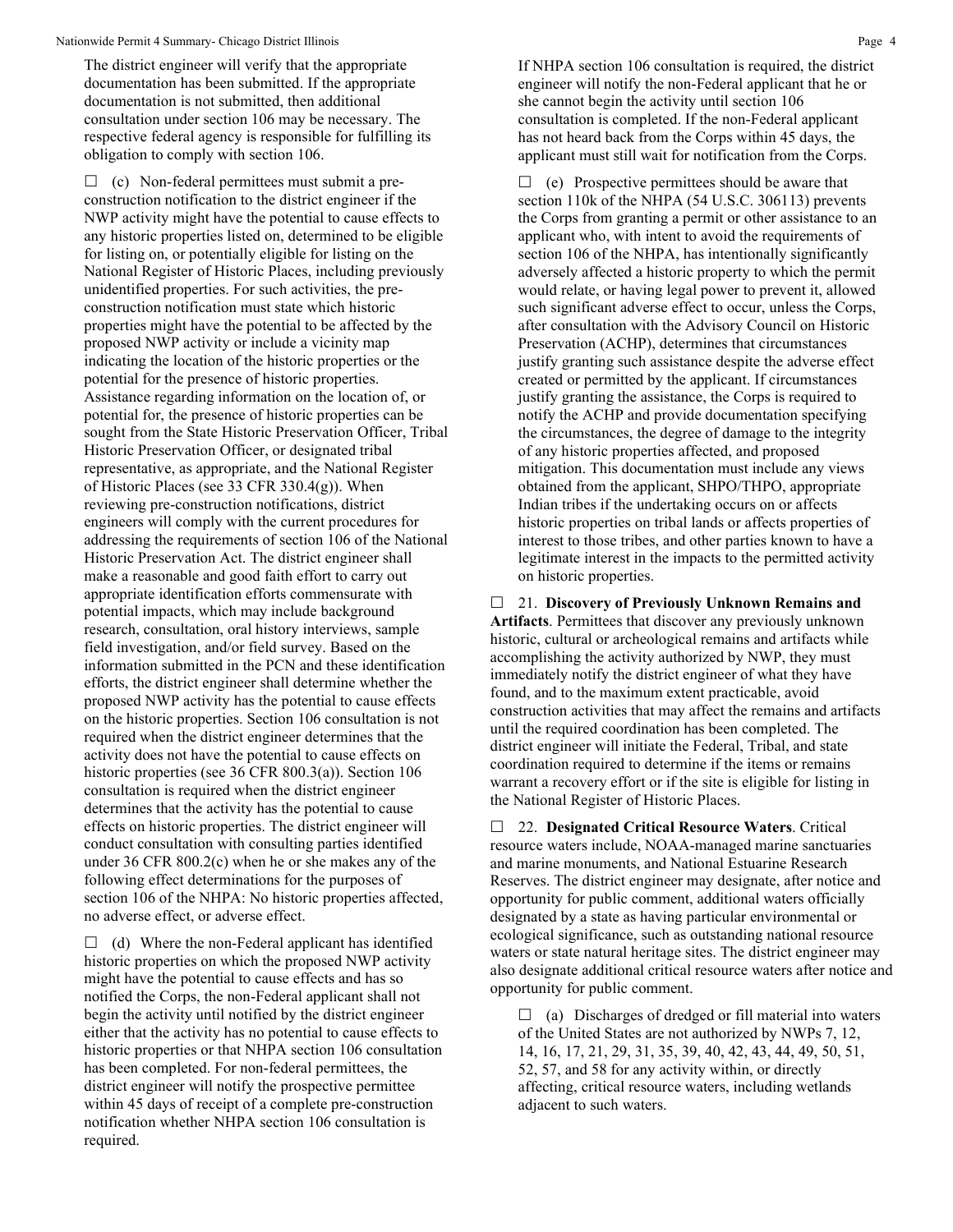The district engineer will verify that the appropriate documentation has been submitted. If the appropriate documentation is not submitted, then additional consultation under section 106 may be necessary. The respective federal agency is responsible for fulfilling its obligation to comply with section 106.

☐ (c) Non-federal permittees must submit a pre-construction notification to the district engineer if the NWP activity might have the potential to cause effects to any historic properties listed on, determined to be eligible for listing on, or potentially eligible for listing on the National Register of Historic Places, including previously unidentified properties. For such activities, the pre-construction notification must state which historic properties might have the potential to be affected by the proposed NWP activity or include a vicinity map indicating the location of the historic properties or the potential for the presence of historic properties. Assistance regarding information on the location of, or potential for, the presence of historic properties can be sought from the State Historic Preservation Officer, Tribal Historic Preservation Officer, or designated tribal representative, as appropriate, and the National Register of Historic Places (see 33 CFR 330.4(g)). When reviewing pre-construction notifications, district engineers will comply with the current procedures for addressing the requirements of section 106 of the National Historic Preservation Act. The district engineer shall make a reasonable and good faith effort to carry out appropriate identification efforts commensurate with potential impacts, which may include background research, consultation, oral history interviews, sample field investigation, and/or field survey. Based on the information submitted in the PCN and these identification efforts, the district engineer shall determine whether the proposed NWP activity has the potential to cause effects on the historic properties. Section 106 consultation is not required when the district engineer determines that the activity does not have the potential to cause effects on historic properties (see 36 CFR 800.3(a)). Section 106 consultation is required when the district engineer determines that the activity has the potential to cause effects on historic properties. The district engineer will conduct consultation with consulting parties identified under 36 CFR 800.2(c) when he or she makes any of the following effect determinations for the purposes of section 106 of the NHPA: No historic properties affected, no adverse effect, or adverse effect.

☐ (d) Where the non-Federal applicant has identified historic properties on which the proposed NWP activity might have the potential to cause effects and has so notified the Corps, the non-Federal applicant shall not begin the activity until notified by the district engineer either that the activity has no potential to cause effects to historic properties or that NHPA section 106 consultation has been completed. For non-federal permittees, the district engineer will notify the prospective permittee within 45 days of receipt of a complete pre-construction notification whether NHPA section 106 consultation is required. If NHPA section 106 consultation is required, the district engineer will notify the non-Federal applicant that he or she cannot begin the activity until section 106 consultation is completed. If the non-Federal applicant has not heard back from the Corps within 45 days, the applicant must still wait for notification from the Corps.

☐ (e) Prospective permittees should be aware that section 110k of the NHPA (54 U.S.C. 306113) prevents the Corps from granting a permit or other assistance to an applicant who, with intent to avoid the requirements of section 106 of the NHPA, has intentionally significantly adversely affected a historic property to which the permit would relate, or having legal power to prevent it, allowed such significant adverse effect to occur, unless the Corps, after consultation with the Advisory Council on Historic Preservation (ACHP), determines that circumstances justify granting such assistance despite the adverse effect created or permitted by the applicant. If circumstances justify granting the assistance, the Corps is required to notify the ACHP and provide documentation specifying the circumstances, the degree of damage to the integrity of any historic properties affected, and proposed mitigation. This documentation must include any views obtained from the applicant, SHPO/THPO, appropriate Indian tribes if the undertaking occurs on or affects historic properties on tribal lands or affects properties of interest to those tribes, and other parties known to have a legitimate interest in the impacts to the permitted activity on historic properties.

☐ 21. **Discovery of Previously Unknown Remains and Artifacts**. Permittees that discover any previously unknown historic, cultural or archeological remains and artifacts while accomplishing the activity authorized by NWP, they must immediately notify the district engineer of what they have found, and to the maximum extent practicable, avoid construction activities that may affect the remains and artifacts until the required coordination has been completed. The district engineer will initiate the Federal, Tribal, and state coordination required to determine if the items or remains warrant a recovery effort or if the site is eligible for listing in the National Register of Historic Places.

☐ 22. **Designated Critical Resource Waters**. Critical resource waters include, NOAA-managed marine sanctuaries and marine monuments, and National Estuarine Research Reserves. The district engineer may designate, after notice and opportunity for public comment, additional waters officially designated by a state as having particular environmental or ecological significance, such as outstanding national resource waters or state natural heritage sites. The district engineer may also designate additional critical resource waters after notice and opportunity for public comment.

☐ (a) Discharges of dredged or fill material into waters of the United States are not authorized by NWPs 7, 12, 14, 16, 17, 21, 29, 31, 35, 39, 40, 42, 43, 44, 49, 50, 51, 52, 57, and 58 for any activity within, or directly affecting, critical resource waters, including wetlands adjacent to such waters.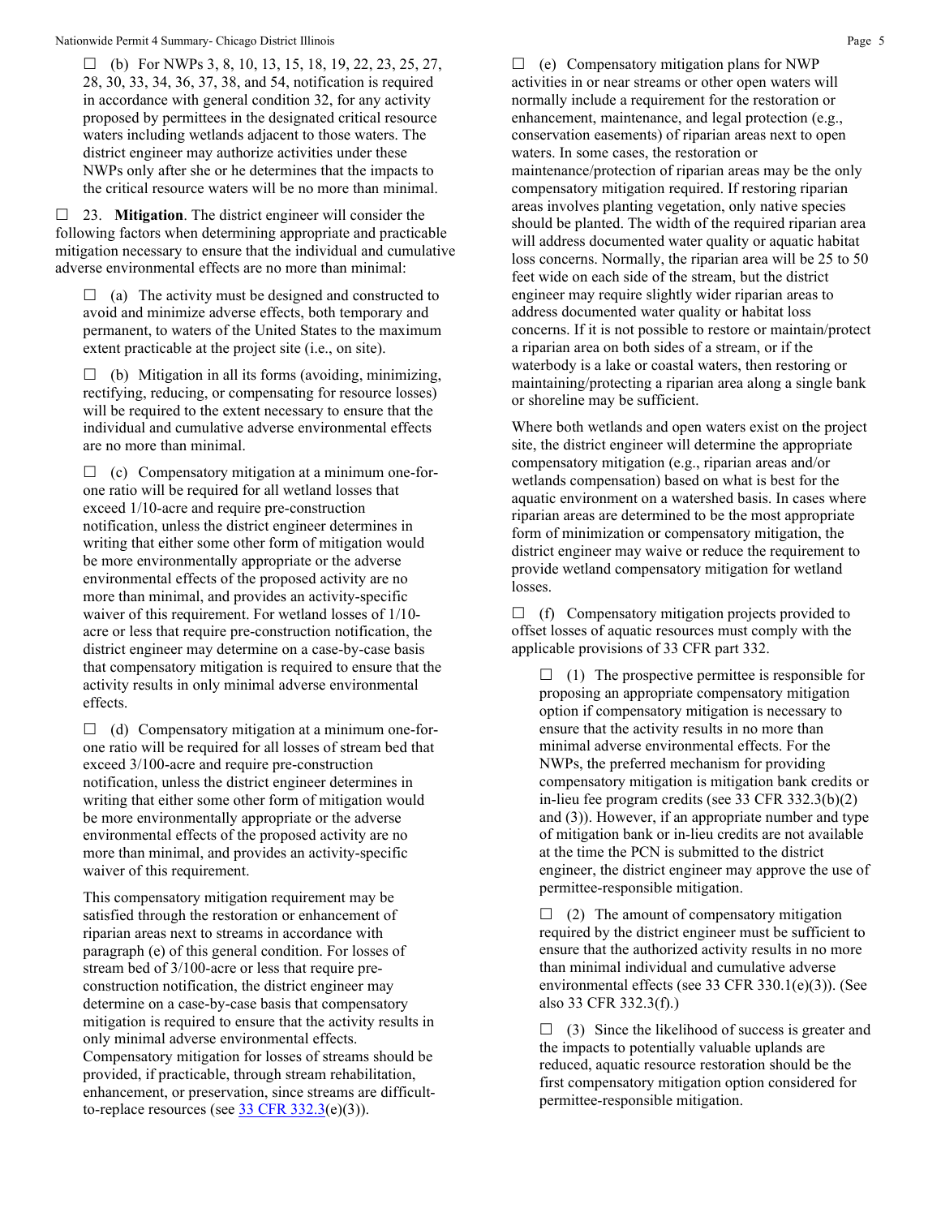☐ (b) For NWPs 3, 8, 10, 13, 15, 18, 19, 22, 23, 25, 27, 28, 30, 33, 34, 36, 37, 38, and 54, notification is required in accordance with general condition 32, for any activity proposed by permittees in the designated critical resource waters including wetlands adjacent to those waters. The district engineer may authorize activities under these NWPs only after she or he determines that the impacts to the critical resource waters will be no more than minimal.

☐ 23. **Mitigation**. The district engineer will consider the following factors when determining appropriate and practicable mitigation necessary to ensure that the individual and cumulative adverse environmental effects are no more than minimal:

☐ (a) The activity must be designed and constructed to avoid and minimize adverse effects, both temporary and permanent, to waters of the United States to the maximum extent practicable at the project site (i.e., on site).

☐ (b) Mitigation in all its forms (avoiding, minimizing, rectifying, reducing, or compensating for resource losses) will be required to the extent necessary to ensure that the individual and cumulative adverse environmental effects are no more than minimal.

☐ (c) Compensatory mitigation at a minimum one-for-one ratio will be required for all wetland losses that exceed 1/10-acre and require pre-construction notification, unless the district engineer determines in writing that either some other form of mitigation would be more environmentally appropriate or the adverse environmental effects of the proposed activity are no more than minimal, and provides an activity-specific waiver of this requirement. For wetland losses of 1/10-acre or less that require pre-construction notification, the district engineer may determine on a case-by-case basis that compensatory mitigation is required to ensure that the activity results in only minimal adverse environmental effects.

☐ (d) Compensatory mitigation at a minimum one-for-one ratio will be required for all losses of stream bed that exceed 3/100-acre and require pre-construction notification, unless the district engineer determines in writing that either some other form of mitigation would be more environmentally appropriate or the adverse environmental effects of the proposed activity are no more than minimal, and provides an activity-specific waiver of this requirement.

This compensatory mitigation requirement may be satisfied through the restoration or enhancement of riparian areas next to streams in accordance with paragraph (e) of this general condition. For losses of stream bed of 3/100-acre or less that require pre-construction notification, the district engineer may determine on a case-by-case basis that compensatory mitigation is required to ensure that the activity results in only minimal adverse environmental effects. Compensatory mitigation for losses of streams should be provided, if practicable, through stream rehabilitation, enhancement, or preservation, since streams are difficult-to-replace resources (see 33 CFR 332.3(e)(3)).

☐ (e) Compensatory mitigation plans for NWP activities in or near streams or other open waters will normally include a requirement for the restoration or enhancement, maintenance, and legal protection (e.g., conservation easements) of riparian areas next to open waters. In some cases, the restoration or maintenance/protection of riparian areas may be the only compensatory mitigation required. If restoring riparian areas involves planting vegetation, only native species should be planted. The width of the required riparian area will address documented water quality or aquatic habitat loss concerns. Normally, the riparian area will be 25 to 50 feet wide on each side of the stream, but the district engineer may require slightly wider riparian areas to address documented water quality or habitat loss concerns. If it is not possible to restore or maintain/protect a riparian area on both sides of a stream, or if the waterbody is a lake or coastal waters, then restoring or maintaining/protecting a riparian area along a single bank or shoreline may be sufficient.

Where both wetlands and open waters exist on the project site, the district engineer will determine the appropriate compensatory mitigation (e.g., riparian areas and/or wetlands compensation) based on what is best for the aquatic environment on a watershed basis. In cases where riparian areas are determined to be the most appropriate form of minimization or compensatory mitigation, the district engineer may waive or reduce the requirement to provide wetland compensatory mitigation for wetland losses.

☐ (f) Compensatory mitigation projects provided to offset losses of aquatic resources must comply with the applicable provisions of 33 CFR part 332.

☐ (1) The prospective permittee is responsible for proposing an appropriate compensatory mitigation option if compensatory mitigation is necessary to ensure that the activity results in no more than minimal adverse environmental effects. For the NWPs, the preferred mechanism for providing compensatory mitigation is mitigation bank credits or in-lieu fee program credits (see 33 CFR 332.3(b)(2) and (3)). However, if an appropriate number and type of mitigation bank or in-lieu credits are not available at the time the PCN is submitted to the district engineer, the district engineer may approve the use of permittee-responsible mitigation.

☐ (2) The amount of compensatory mitigation required by the district engineer must be sufficient to ensure that the authorized activity results in no more than minimal individual and cumulative adverse environmental effects (see 33 CFR 330.1(e)(3)). (See also 33 CFR 332.3(f).)

☐ (3) Since the likelihood of success is greater and the impacts to potentially valuable uplands are reduced, aquatic resource restoration should be the first compensatory mitigation option considered for permittee-responsible mitigation.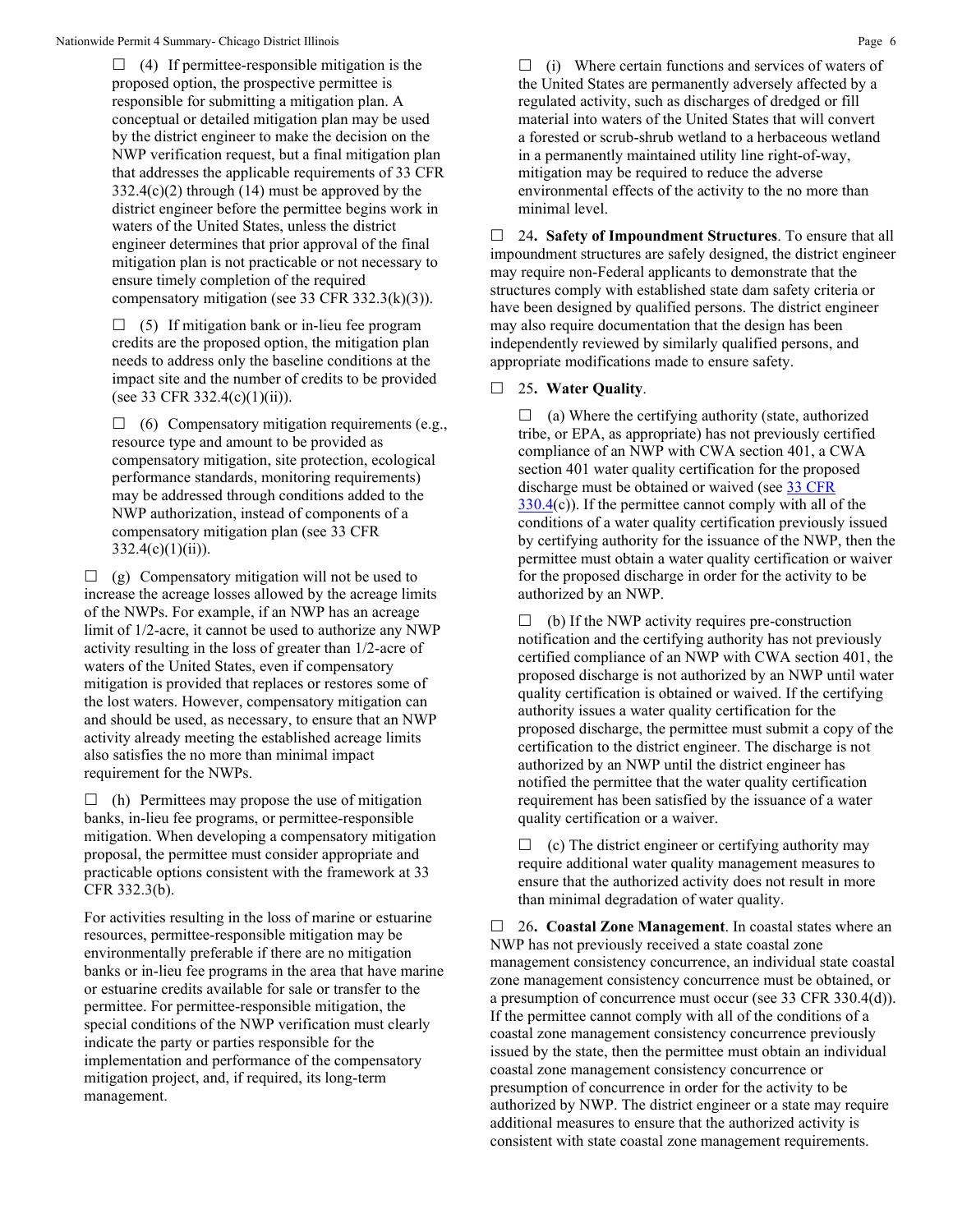☐ (4) If permittee-responsible mitigation is the proposed option, the prospective permittee is responsible for submitting a mitigation plan. A conceptual or detailed mitigation plan may be used by the district engineer to make the decision on the NWP verification request, but a final mitigation plan that addresses the applicable requirements of 33 CFR 332.4(c)(2) through (14) must be approved by the district engineer before the permittee begins work in waters of the United States, unless the district engineer determines that prior approval of the final mitigation plan is not practicable or not necessary to ensure timely completion of the required compensatory mitigation (see 33 CFR 332.3(k)(3)).

☐ (5) If mitigation bank or in-lieu fee program credits are the proposed option, the mitigation plan needs to address only the baseline conditions at the impact site and the number of credits to be provided (see 33 CFR 332.4(c)(1)(ii)).

☐ (6) Compensatory mitigation requirements (e.g., resource type and amount to be provided as compensatory mitigation, site protection, ecological performance standards, monitoring requirements) may be addressed through conditions added to the NWP authorization, instead of components of a compensatory mitigation plan (see 33 CFR 332.4(c)(1)(ii)).

☐ (g) Compensatory mitigation will not be used to increase the acreage losses allowed by the acreage limits of the NWPs. For example, if an NWP has an acreage limit of 1/2-acre, it cannot be used to authorize any NWP activity resulting in the loss of greater than 1/2-acre of waters of the United States, even if compensatory mitigation is provided that replaces or restores some of the lost waters. However, compensatory mitigation can and should be used, as necessary, to ensure that an NWP activity already meeting the established acreage limits also satisfies the no more than minimal impact requirement for the NWPs.

☐ (h) Permittees may propose the use of mitigation banks, in-lieu fee programs, or permittee-responsible mitigation. When developing a compensatory mitigation proposal, the permittee must consider appropriate and practicable options consistent with the framework at 33 CFR 332.3(b).

For activities resulting in the loss of marine or estuarine resources, permittee-responsible mitigation may be environmentally preferable if there are no mitigation banks or in-lieu fee programs in the area that have marine or estuarine credits available for sale or transfer to the permittee. For permittee-responsible mitigation, the special conditions of the NWP verification must clearly indicate the party or parties responsible for the implementation and performance of the compensatory mitigation project, and, if required, its long-term management.

☐ (i) Where certain functions and services of waters of the United States are permanently adversely affected by a regulated activity, such as discharges of dredged or fill material into waters of the United States that will convert a forested or scrub-shrub wetland to a herbaceous wetland in a permanently maintained utility line right-of-way, mitigation may be required to reduce the adverse environmental effects of the activity to the no more than minimal level.

☐ 24**. Safety of Impoundment Structures**. To ensure that all impoundment structures are safely designed, the district engineer may require non-Federal applicants to demonstrate that the structures comply with established state dam safety criteria or have been designed by qualified persons. The district engineer may also require documentation that the design has been independently reviewed by similarly qualified persons, and appropriate modifications made to ensure safety.

☐ 25**. Water Quality**.

☐ (a) Where the certifying authority (state, authorized tribe, or EPA, as appropriate) has not previously certified compliance of an NWP with CWA section 401, a CWA section 401 water quality certification for the proposed discharge must be obtained or waived (see 33 CFR 330.4(c)). If the permittee cannot comply with all of the conditions of a water quality certification previously issued by certifying authority for the issuance of the NWP, then the permittee must obtain a water quality certification or waiver for the proposed discharge in order for the activity to be authorized by an NWP.

☐ (b) If the NWP activity requires pre-construction notification and the certifying authority has not previously certified compliance of an NWP with CWA section 401, the proposed discharge is not authorized by an NWP until water quality certification is obtained or waived. If the certifying authority issues a water quality certification for the proposed discharge, the permittee must submit a copy of the certification to the district engineer. The discharge is not authorized by an NWP until the district engineer has notified the permittee that the water quality certification requirement has been satisfied by the issuance of a water quality certification or a waiver.

☐ (c) The district engineer or certifying authority may require additional water quality management measures to ensure that the authorized activity does not result in more than minimal degradation of water quality.

☐ 26**. Coastal Zone Management**. In coastal states where an NWP has not previously received a state coastal zone management consistency concurrence, an individual state coastal zone management consistency concurrence must be obtained, or a presumption of concurrence must occur (see 33 CFR 330.4(d)). If the permittee cannot comply with all of the conditions of a coastal zone management consistency concurrence previously issued by the state, then the permittee must obtain an individual coastal zone management consistency concurrence or presumption of concurrence in order for the activity to be authorized by NWP. The district engineer or a state may require additional measures to ensure that the authorized activity is consistent with state coastal zone management requirements.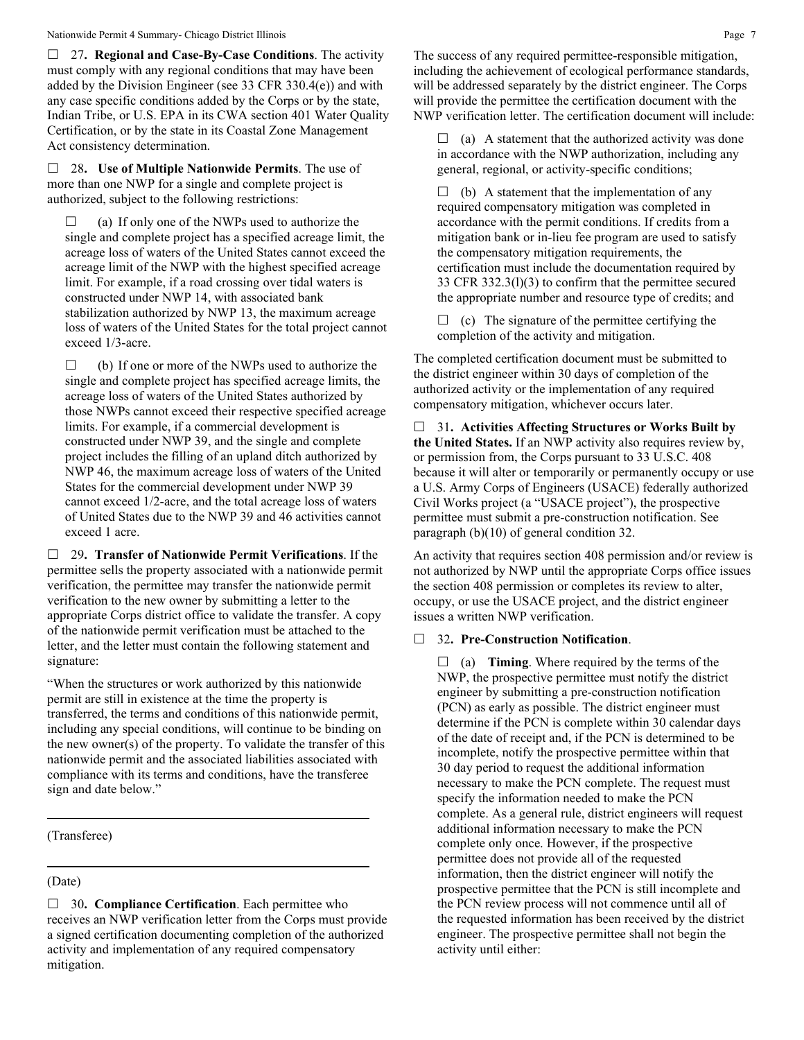☐ 27**. Regional and Case-By-Case Conditions**. The activity must comply with any regional conditions that may have been added by the Division Engineer (see 33 CFR 330.4(e)) and with any case specific conditions added by the Corps or by the state, Indian Tribe, or U.S. EPA in its CWA section 401 Water Quality Certification, or by the state in its Coastal Zone Management Act consistency determination.

☐ 28**. Use of Multiple Nationwide Permits**. The use of more than one NWP for a single and complete project is authorized, subject to the following restrictions:

> ☐ (a) If only one of the NWPs used to authorize the single and complete project has a specified acreage limit, the acreage loss of waters of the United States cannot exceed the acreage limit of the NWP with the highest specified acreage limit. For example, if a road crossing over tidal waters is constructed under NWP 14, with associated bank stabilization authorized by NWP 13, the maximum acreage loss of waters of the United States for the total project cannot exceed 1/3-acre.
>
> ☐ (b) If one or more of the NWPs used to authorize the single and complete project has specified acreage limits, the acreage loss of waters of the United States authorized by those NWPs cannot exceed their respective specified acreage limits. For example, if a commercial development is constructed under NWP 39, and the single and complete project includes the filling of an upland ditch authorized by NWP 46, the maximum acreage loss of waters of the United States for the commercial development under NWP 39 cannot exceed 1/2-acre, and the total acreage loss of waters of United States due to the NWP 39 and 46 activities cannot exceed 1 acre.

☐ 29**. Transfer of Nationwide Permit Verifications**. If the permittee sells the property associated with a nationwide permit verification, the permittee may transfer the nationwide permit verification to the new owner by submitting a letter to the appropriate Corps district office to validate the transfer. A copy of the nationwide permit verification must be attached to the letter, and the letter must contain the following statement and signature:

"When the structures or work authorized by this nationwide permit are still in existence at the time the property is transferred, the terms and conditions of this nationwide permit, including any special conditions, will continue to be binding on the new owner(s) of the property. To validate the transfer of this nationwide permit and the associated liabilities associated with compliance with its terms and conditions, have the transferee sign and date below."

\_\_\_\_\_\_\_\_\_\_\_\_\_\_\_\_\_\_\_\_\_\_\_\_\_\_\_\_\_\_\_\_\_\_\_\_\_\_\_\_

(Transferee)

\_\_\_\_\_\_\_\_\_\_\_\_\_\_\_\_\_\_\_\_\_\_\_\_\_\_\_\_\_\_\_\_\_\_\_\_\_\_\_\_

(Date)

☐ 30**. Compliance Certification**. Each permittee who receives an NWP verification letter from the Corps must provide a signed certification documenting completion of the authorized activity and implementation of any required compensatory mitigation. The success of any required permittee-responsible mitigation, including the achievement of ecological performance standards, will be addressed separately by the district engineer. The Corps will provide the permittee the certification document with the NWP verification letter. The certification document will include:

> ☐ (a) A statement that the authorized activity was done in accordance with the NWP authorization, including any general, regional, or activity-specific conditions;
>
> ☐ (b) A statement that the implementation of any required compensatory mitigation was completed in accordance with the permit conditions. If credits from a mitigation bank or in-lieu fee program are used to satisfy the compensatory mitigation requirements, the certification must include the documentation required by 33 CFR 332.3(l)(3) to confirm that the permittee secured the appropriate number and resource type of credits; and
>
> ☐ (c) The signature of the permittee certifying the completion of the activity and mitigation.

The completed certification document must be submitted to the district engineer within 30 days of completion of the authorized activity or the implementation of any required compensatory mitigation, whichever occurs later.

☐ 31**. Activities Affecting Structures or Works Built by the United States.** If an NWP activity also requires review by, or permission from, the Corps pursuant to 33 U.S.C. 408 because it will alter or temporarily or permanently occupy or use a U.S. Army Corps of Engineers (USACE) federally authorized Civil Works project (a "USACE project"), the prospective permittee must submit a pre-construction notification. See paragraph (b)(10) of general condition 32.

An activity that requires section 408 permission and/or review is not authorized by NWP until the appropriate Corps office issues the section 408 permission or completes its review to alter, occupy, or use the USACE project, and the district engineer issues a written NWP verification.

☐ 32**. Pre-Construction Notification**.

> ☐ (a) **Timing**. Where required by the terms of the NWP, the prospective permittee must notify the district engineer by submitting a pre-construction notification (PCN) as early as possible. The district engineer must determine if the PCN is complete within 30 calendar days of the date of receipt and, if the PCN is determined to be incomplete, notify the prospective permittee within that 30 day period to request the additional information necessary to make the PCN complete. The request must specify the information needed to make the PCN complete. As a general rule, district engineers will request additional information necessary to make the PCN complete only once. However, if the prospective permittee does not provide all of the requested information, then the district engineer will notify the prospective permittee that the PCN is still incomplete and the PCN review process will not commence until all of the requested information has been received by the district engineer. The prospective permittee shall not begin the activity until either: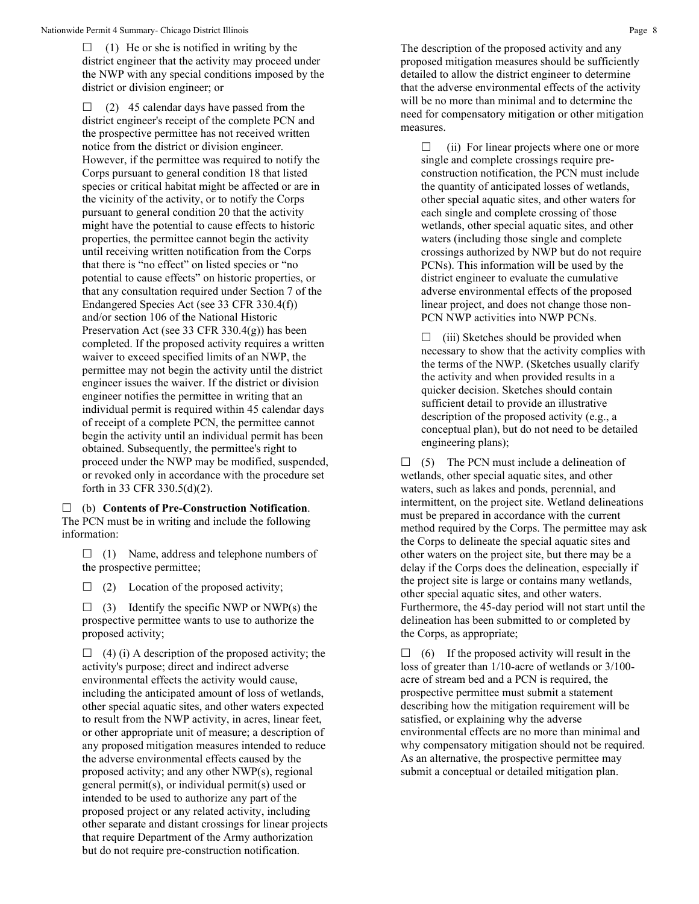☐ (1) He or she is notified in writing by the district engineer that the activity may proceed under the NWP with any special conditions imposed by the district or division engineer; or

☐ (2) 45 calendar days have passed from the district engineer's receipt of the complete PCN and the prospective permittee has not received written notice from the district or division engineer. However, if the permittee was required to notify the Corps pursuant to general condition 18 that listed species or critical habitat might be affected or are in the vicinity of the activity, or to notify the Corps pursuant to general condition 20 that the activity might have the potential to cause effects to historic properties, the permittee cannot begin the activity until receiving written notification from the Corps that there is "no effect" on listed species or "no potential to cause effects" on historic properties, or that any consultation required under Section 7 of the Endangered Species Act (see 33 CFR 330.4(f)) and/or section 106 of the National Historic Preservation Act (see 33 CFR 330.4(g)) has been completed. If the proposed activity requires a written waiver to exceed specified limits of an NWP, the permittee may not begin the activity until the district engineer issues the waiver. If the district or division engineer notifies the permittee in writing that an individual permit is required within 45 calendar days of receipt of a complete PCN, the permittee cannot begin the activity until an individual permit has been obtained. Subsequently, the permittee's right to proceed under the NWP may be modified, suspended, or revoked only in accordance with the procedure set forth in 33 CFR 330.5(d)(2).

☐ (b) **Contents of Pre-Construction Notification**. The PCN must be in writing and include the following information:

☐ (1) Name, address and telephone numbers of the prospective permittee;

☐ (2) Location of the proposed activity;

☐ (3) Identify the specific NWP or NWP(s) the prospective permittee wants to use to authorize the proposed activity;

☐ (4) (i) A description of the proposed activity; the activity's purpose; direct and indirect adverse environmental effects the activity would cause, including the anticipated amount of loss of wetlands, other special aquatic sites, and other waters expected to result from the NWP activity, in acres, linear feet, or other appropriate unit of measure; a description of any proposed mitigation measures intended to reduce the adverse environmental effects caused by the proposed activity; and any other NWP(s), regional general permit(s), or individual permit(s) used or intended to be used to authorize any part of the proposed project or any related activity, including other separate and distant crossings for linear projects that require Department of the Army authorization but do not require pre-construction notification. The description of the proposed activity and any proposed mitigation measures should be sufficiently detailed to allow the district engineer to determine that the adverse environmental effects of the activity will be no more than minimal and to determine the need for compensatory mitigation or other mitigation measures.

☐ (ii) For linear projects where one or more single and complete crossings require pre-construction notification, the PCN must include the quantity of anticipated losses of wetlands, other special aquatic sites, and other waters for each single and complete crossing of those wetlands, other special aquatic sites, and other waters (including those single and complete crossings authorized by NWP but do not require PCNs). This information will be used by the district engineer to evaluate the cumulative adverse environmental effects of the proposed linear project, and does not change those non-PCN NWP activities into NWP PCNs.

☐ (iii) Sketches should be provided when necessary to show that the activity complies with the terms of the NWP. (Sketches usually clarify the activity and when provided results in a quicker decision. Sketches should contain sufficient detail to provide an illustrative description of the proposed activity (e.g., a conceptual plan), but do not need to be detailed engineering plans);

☐ (5) The PCN must include a delineation of wetlands, other special aquatic sites, and other waters, such as lakes and ponds, perennial, and intermittent, on the project site. Wetland delineations must be prepared in accordance with the current method required by the Corps. The permittee may ask the Corps to delineate the special aquatic sites and other waters on the project site, but there may be a delay if the Corps does the delineation, especially if the project site is large or contains many wetlands, other special aquatic sites, and other waters. Furthermore, the 45-day period will not start until the delineation has been submitted to or completed by the Corps, as appropriate;

☐ (6) If the proposed activity will result in the loss of greater than 1/10-acre of wetlands or 3/100-acre of stream bed and a PCN is required, the prospective permittee must submit a statement describing how the mitigation requirement will be satisfied, or explaining why the adverse environmental effects are no more than minimal and why compensatory mitigation should not be required. As an alternative, the prospective permittee may submit a conceptual or detailed mitigation plan.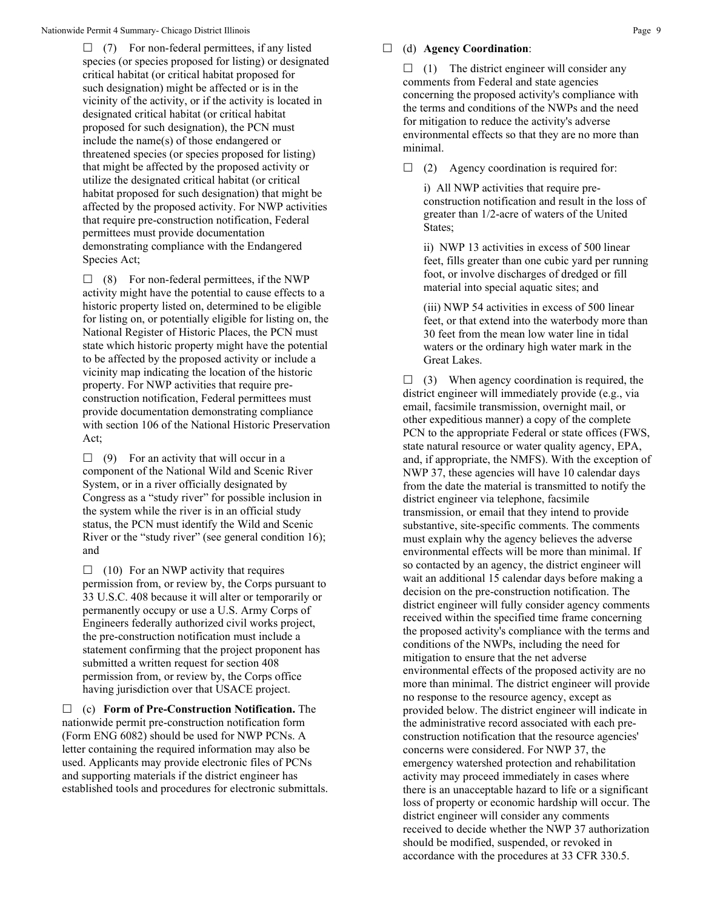☐ (7) For non-federal permittees, if any listed species (or species proposed for listing) or designated critical habitat (or critical habitat proposed for such designation) might be affected or is in the vicinity of the activity, or if the activity is located in designated critical habitat (or critical habitat proposed for such designation), the PCN must include the name(s) of those endangered or threatened species (or species proposed for listing) that might be affected by the proposed activity or utilize the designated critical habitat (or critical habitat proposed for such designation) that might be affected by the proposed activity. For NWP activities that require pre-construction notification, Federal permittees must provide documentation demonstrating compliance with the Endangered Species Act;

☐ (8) For non-federal permittees, if the NWP activity might have the potential to cause effects to a historic property listed on, determined to be eligible for listing on, or potentially eligible for listing on, the National Register of Historic Places, the PCN must state which historic property might have the potential to be affected by the proposed activity or include a vicinity map indicating the location of the historic property. For NWP activities that require pre-construction notification, Federal permittees must provide documentation demonstrating compliance with section 106 of the National Historic Preservation Act;

☐ (9) For an activity that will occur in a component of the National Wild and Scenic River System, or in a river officially designated by Congress as a "study river" for possible inclusion in the system while the river is in an official study status, the PCN must identify the Wild and Scenic River or the "study river" (see general condition 16); and

☐ (10) For an NWP activity that requires permission from, or review by, the Corps pursuant to 33 U.S.C. 408 because it will alter or temporarily or permanently occupy or use a U.S. Army Corps of Engineers federally authorized civil works project, the pre-construction notification must include a statement confirming that the project proponent has submitted a written request for section 408 permission from, or review by, the Corps office having jurisdiction over that USACE project.

☐ (c) **Form of Pre-Construction Notification.** The nationwide permit pre-construction notification form (Form ENG 6082) should be used for NWP PCNs. A letter containing the required information may also be used. Applicants may provide electronic files of PCNs and supporting materials if the district engineer has established tools and procedures for electronic submittals.

☐ (d) **Agency Coordination**:

☐ (1) The district engineer will consider any comments from Federal and state agencies concerning the proposed activity's compliance with the terms and conditions of the NWPs and the need for mitigation to reduce the activity's adverse environmental effects so that they are no more than minimal.

☐ (2) Agency coordination is required for:

i) All NWP activities that require pre-construction notification and result in the loss of greater than 1/2-acre of waters of the United States;

ii) NWP 13 activities in excess of 500 linear feet, fills greater than one cubic yard per running foot, or involve discharges of dredged or fill material into special aquatic sites; and

(iii) NWP 54 activities in excess of 500 linear feet, or that extend into the waterbody more than 30 feet from the mean low water line in tidal waters or the ordinary high water mark in the Great Lakes.

☐ (3) When agency coordination is required, the district engineer will immediately provide (e.g., via email, facsimile transmission, overnight mail, or other expeditious manner) a copy of the complete PCN to the appropriate Federal or state offices (FWS, state natural resource or water quality agency, EPA, and, if appropriate, the NMFS). With the exception of NWP 37, these agencies will have 10 calendar days from the date the material is transmitted to notify the district engineer via telephone, facsimile transmission, or email that they intend to provide substantive, site-specific comments. The comments must explain why the agency believes the adverse environmental effects will be more than minimal. If so contacted by an agency, the district engineer will wait an additional 15 calendar days before making a decision on the pre-construction notification. The district engineer will fully consider agency comments received within the specified time frame concerning the proposed activity's compliance with the terms and conditions of the NWPs, including the need for mitigation to ensure that the net adverse environmental effects of the proposed activity are no more than minimal. The district engineer will provide no response to the resource agency, except as provided below. The district engineer will indicate in the administrative record associated with each pre-construction notification that the resource agencies' concerns were considered. For NWP 37, the emergency watershed protection and rehabilitation activity may proceed immediately in cases where there is an unacceptable hazard to life or a significant loss of property or economic hardship will occur. The district engineer will consider any comments received to decide whether the NWP 37 authorization should be modified, suspended, or revoked in accordance with the procedures at 33 CFR 330.5.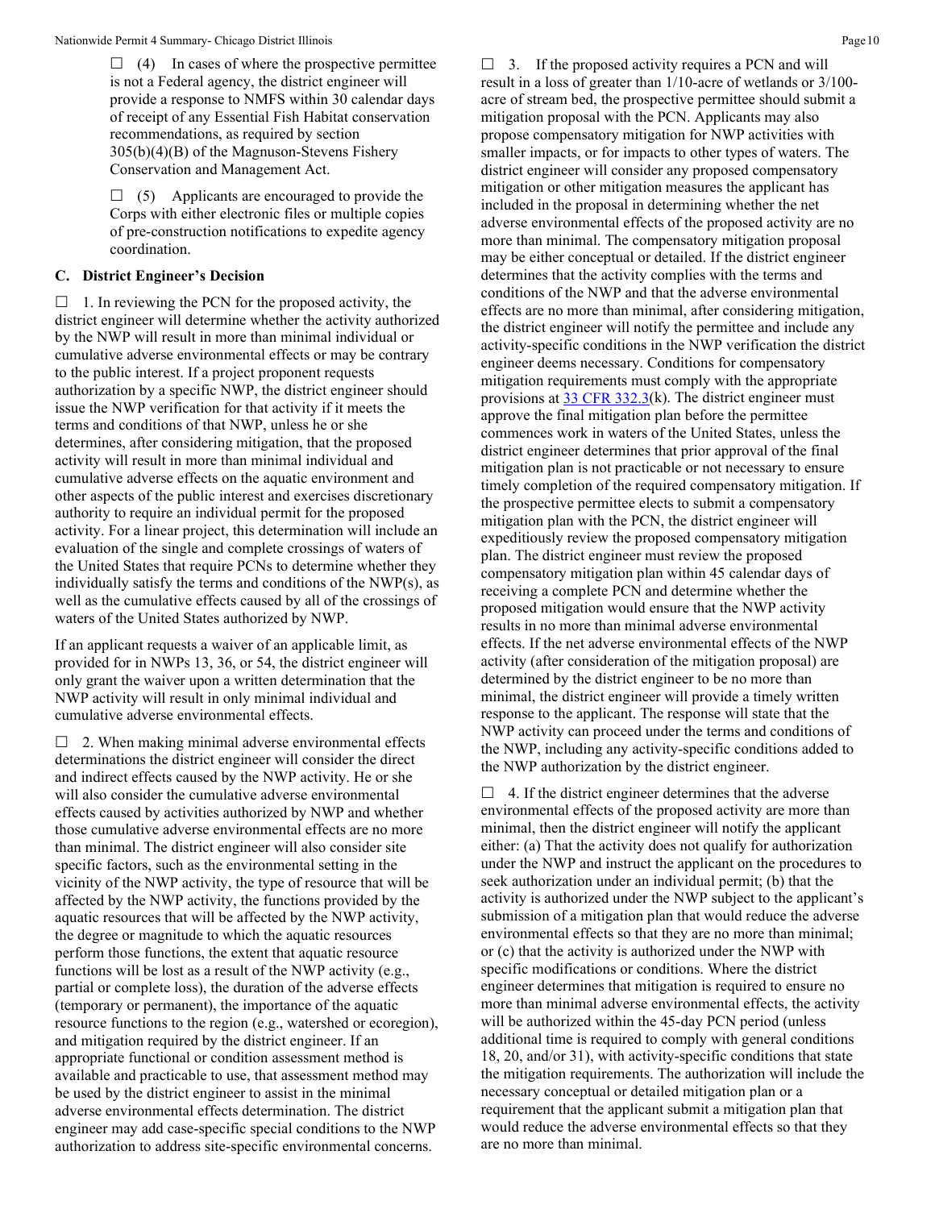☐ (4) In cases of where the prospective permittee is not a Federal agency, the district engineer will provide a response to NMFS within 30 calendar days of receipt of any Essential Fish Habitat conservation recommendations, as required by section 305(b)(4)(B) of the Magnuson-Stevens Fishery Conservation and Management Act.

☐ (5) Applicants are encouraged to provide the Corps with either electronic files or multiple copies of pre-construction notifications to expedite agency coordination.

## C. District Engineer's Decision

☐ 1. In reviewing the PCN for the proposed activity, the district engineer will determine whether the activity authorized by the NWP will result in more than minimal individual or cumulative adverse environmental effects or may be contrary to the public interest. If a project proponent requests authorization by a specific NWP, the district engineer should issue the NWP verification for that activity if it meets the terms and conditions of that NWP, unless he or she determines, after considering mitigation, that the proposed activity will result in more than minimal individual and cumulative adverse effects on the aquatic environment and other aspects of the public interest and exercises discretionary authority to require an individual permit for the proposed activity. For a linear project, this determination will include an evaluation of the single and complete crossings of waters of the United States that require PCNs to determine whether they individually satisfy the terms and conditions of the NWP(s), as well as the cumulative effects caused by all of the crossings of waters of the United States authorized by NWP.

If an applicant requests a waiver of an applicable limit, as provided for in NWPs 13, 36, or 54, the district engineer will only grant the waiver upon a written determination that the NWP activity will result in only minimal individual and cumulative adverse environmental effects.

☐ 2. When making minimal adverse environmental effects determinations the district engineer will consider the direct and indirect effects caused by the NWP activity. He or she will also consider the cumulative adverse environmental effects caused by activities authorized by NWP and whether those cumulative adverse environmental effects are no more than minimal. The district engineer will also consider site specific factors, such as the environmental setting in the vicinity of the NWP activity, the type of resource that will be affected by the NWP activity, the functions provided by the aquatic resources that will be affected by the NWP activity, the degree or magnitude to which the aquatic resources perform those functions, the extent that aquatic resource functions will be lost as a result of the NWP activity (e.g., partial or complete loss), the duration of the adverse effects (temporary or permanent), the importance of the aquatic resource functions to the region (e.g., watershed or ecoregion), and mitigation required by the district engineer. If an appropriate functional or condition assessment method is available and practicable to use, that assessment method may be used by the district engineer to assist in the minimal adverse environmental effects determination. The district engineer may add case-specific special conditions to the NWP authorization to address site-specific environmental concerns.

☐ 3. If the proposed activity requires a PCN and will result in a loss of greater than 1/10-acre of wetlands or 3/100-acre of stream bed, the prospective permittee should submit a mitigation proposal with the PCN. Applicants may also propose compensatory mitigation for NWP activities with smaller impacts, or for impacts to other types of waters. The district engineer will consider any proposed compensatory mitigation or other mitigation measures the applicant has included in the proposal in determining whether the net adverse environmental effects of the proposed activity are no more than minimal. The compensatory mitigation proposal may be either conceptual or detailed. If the district engineer determines that the activity complies with the terms and conditions of the NWP and that the adverse environmental effects are no more than minimal, after considering mitigation, the district engineer will notify the permittee and include any activity-specific conditions in the NWP verification the district engineer deems necessary. Conditions for compensatory mitigation requirements must comply with the appropriate provisions at 33 CFR 332.3(k). The district engineer must approve the final mitigation plan before the permittee commences work in waters of the United States, unless the district engineer determines that prior approval of the final mitigation plan is not practicable or not necessary to ensure timely completion of the required compensatory mitigation. If the prospective permittee elects to submit a compensatory mitigation plan with the PCN, the district engineer will expeditiously review the proposed compensatory mitigation plan. The district engineer must review the proposed compensatory mitigation plan within 45 calendar days of receiving a complete PCN and determine whether the proposed mitigation would ensure that the NWP activity results in no more than minimal adverse environmental effects. If the net adverse environmental effects of the NWP activity (after consideration of the mitigation proposal) are determined by the district engineer to be no more than minimal, the district engineer will provide a timely written response to the applicant. The response will state that the NWP activity can proceed under the terms and conditions of the NWP, including any activity-specific conditions added to the NWP authorization by the district engineer.

☐ 4. If the district engineer determines that the adverse environmental effects of the proposed activity are more than minimal, then the district engineer will notify the applicant either: (a) That the activity does not qualify for authorization under the NWP and instruct the applicant on the procedures to seek authorization under an individual permit; (b) that the activity is authorized under the NWP subject to the applicant's submission of a mitigation plan that would reduce the adverse environmental effects so that they are no more than minimal; or (c) that the activity is authorized under the NWP with specific modifications or conditions. Where the district engineer determines that mitigation is required to ensure no more than minimal adverse environmental effects, the activity will be authorized within the 45-day PCN period (unless additional time is required to comply with general conditions 18, 20, and/or 31), with activity-specific conditions that state the mitigation requirements. The authorization will include the necessary conceptual or detailed mitigation plan or a requirement that the applicant submit a mitigation plan that would reduce the adverse environmental effects so that they are no more than minimal.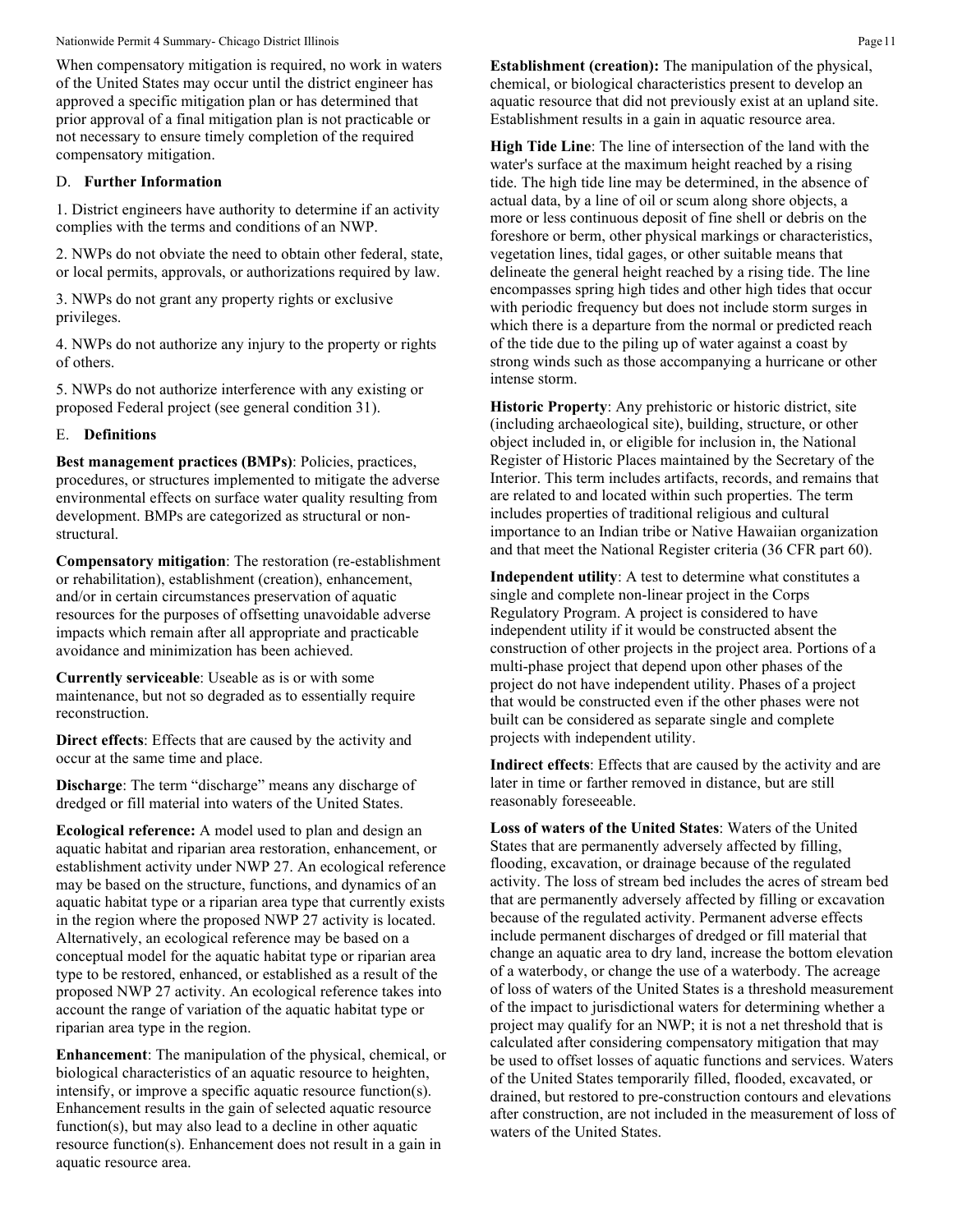When compensatory mitigation is required, no work in waters of the United States may occur until the district engineer has approved a specific mitigation plan or has determined that prior approval of a final mitigation plan is not practicable or not necessary to ensure timely completion of the required compensatory mitigation.

## D. Further Information

1. District engineers have authority to determine if an activity complies with the terms and conditions of an NWP.

2. NWPs do not obviate the need to obtain other federal, state, or local permits, approvals, or authorizations required by law.

3. NWPs do not grant any property rights or exclusive privileges.

4. NWPs do not authorize any injury to the property or rights of others.

5. NWPs do not authorize interference with any existing or proposed Federal project (see general condition 31).

## E. Definitions

**Best management practices (BMPs)**: Policies, practices, procedures, or structures implemented to mitigate the adverse environmental effects on surface water quality resulting from development. BMPs are categorized as structural or non-structural.

**Compensatory mitigation**: The restoration (re-establishment or rehabilitation), establishment (creation), enhancement, and/or in certain circumstances preservation of aquatic resources for the purposes of offsetting unavoidable adverse impacts which remain after all appropriate and practicable avoidance and minimization has been achieved.

**Currently serviceable**: Useable as is or with some maintenance, but not so degraded as to essentially require reconstruction.

**Direct effects**: Effects that are caused by the activity and occur at the same time and place.

**Discharge**: The term "discharge" means any discharge of dredged or fill material into waters of the United States.

**Ecological reference:** A model used to plan and design an aquatic habitat and riparian area restoration, enhancement, or establishment activity under NWP 27. An ecological reference may be based on the structure, functions, and dynamics of an aquatic habitat type or a riparian area type that currently exists in the region where the proposed NWP 27 activity is located. Alternatively, an ecological reference may be based on a conceptual model for the aquatic habitat type or riparian area type to be restored, enhanced, or established as a result of the proposed NWP 27 activity. An ecological reference takes into account the range of variation of the aquatic habitat type or riparian area type in the region.

**Enhancement**: The manipulation of the physical, chemical, or biological characteristics of an aquatic resource to heighten, intensify, or improve a specific aquatic resource function(s). Enhancement results in the gain of selected aquatic resource function(s), but may also lead to a decline in other aquatic resource function(s). Enhancement does not result in a gain in aquatic resource area.

**Establishment (creation):** The manipulation of the physical, chemical, or biological characteristics present to develop an aquatic resource that did not previously exist at an upland site. Establishment results in a gain in aquatic resource area.

**High Tide Line**: The line of intersection of the land with the water's surface at the maximum height reached by a rising tide. The high tide line may be determined, in the absence of actual data, by a line of oil or scum along shore objects, a more or less continuous deposit of fine shell or debris on the foreshore or berm, other physical markings or characteristics, vegetation lines, tidal gages, or other suitable means that delineate the general height reached by a rising tide. The line encompasses spring high tides and other high tides that occur with periodic frequency but does not include storm surges in which there is a departure from the normal or predicted reach of the tide due to the piling up of water against a coast by strong winds such as those accompanying a hurricane or other intense storm.

**Historic Property**: Any prehistoric or historic district, site (including archaeological site), building, structure, or other object included in, or eligible for inclusion in, the National Register of Historic Places maintained by the Secretary of the Interior. This term includes artifacts, records, and remains that are related to and located within such properties. The term includes properties of traditional religious and cultural importance to an Indian tribe or Native Hawaiian organization and that meet the National Register criteria (36 CFR part 60).

**Independent utility**: A test to determine what constitutes a single and complete non-linear project in the Corps Regulatory Program. A project is considered to have independent utility if it would be constructed absent the construction of other projects in the project area. Portions of a multi-phase project that depend upon other phases of the project do not have independent utility. Phases of a project that would be constructed even if the other phases were not built can be considered as separate single and complete projects with independent utility.

**Indirect effects**: Effects that are caused by the activity and are later in time or farther removed in distance, but are still reasonably foreseeable.

**Loss of waters of the United States**: Waters of the United States that are permanently adversely affected by filling, flooding, excavation, or drainage because of the regulated activity. The loss of stream bed includes the acres of stream bed that are permanently adversely affected by filling or excavation because of the regulated activity. Permanent adverse effects include permanent discharges of dredged or fill material that change an aquatic area to dry land, increase the bottom elevation of a waterbody, or change the use of a waterbody. The acreage of loss of waters of the United States is a threshold measurement of the impact to jurisdictional waters for determining whether a project may qualify for an NWP; it is not a net threshold that is calculated after considering compensatory mitigation that may be used to offset losses of aquatic functions and services. Waters of the United States temporarily filled, flooded, excavated, or drained, but restored to pre-construction contours and elevations after construction, are not included in the measurement of loss of waters of the United States.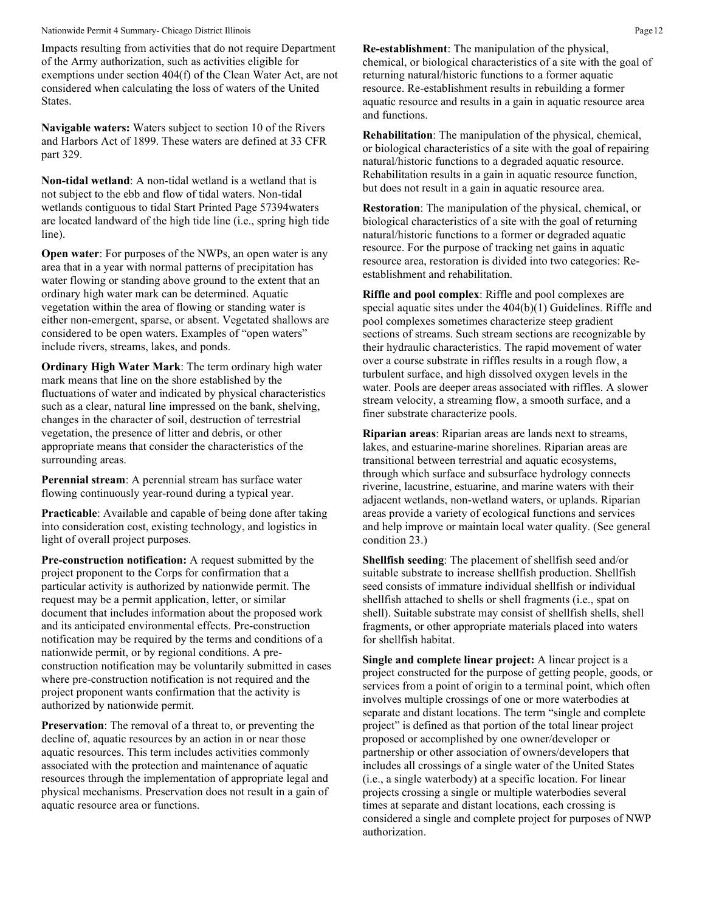Impacts resulting from activities that do not require Department of the Army authorization, such as activities eligible for exemptions under section 404(f) of the Clean Water Act, are not considered when calculating the loss of waters of the United States.

**Navigable waters:** Waters subject to section 10 of the Rivers and Harbors Act of 1899. These waters are defined at 33 CFR part 329.

**Non-tidal wetland**: A non-tidal wetland is a wetland that is not subject to the ebb and flow of tidal waters. Non-tidal wetlands contiguous to tidal Start Printed Page 57394waters are located landward of the high tide line (i.e., spring high tide line).

**Open water**: For purposes of the NWPs, an open water is any area that in a year with normal patterns of precipitation has water flowing or standing above ground to the extent that an ordinary high water mark can be determined. Aquatic vegetation within the area of flowing or standing water is either non-emergent, sparse, or absent. Vegetated shallows are considered to be open waters. Examples of "open waters" include rivers, streams, lakes, and ponds.

**Ordinary High Water Mark**: The term ordinary high water mark means that line on the shore established by the fluctuations of water and indicated by physical characteristics such as a clear, natural line impressed on the bank, shelving, changes in the character of soil, destruction of terrestrial vegetation, the presence of litter and debris, or other appropriate means that consider the characteristics of the surrounding areas.

**Perennial stream**: A perennial stream has surface water flowing continuously year-round during a typical year.

**Practicable**: Available and capable of being done after taking into consideration cost, existing technology, and logistics in light of overall project purposes.

**Pre-construction notification:** A request submitted by the project proponent to the Corps for confirmation that a particular activity is authorized by nationwide permit. The request may be a permit application, letter, or similar document that includes information about the proposed work and its anticipated environmental effects. Pre-construction notification may be required by the terms and conditions of a nationwide permit, or by regional conditions. A pre-construction notification may be voluntarily submitted in cases where pre-construction notification is not required and the project proponent wants confirmation that the activity is authorized by nationwide permit.

**Preservation**: The removal of a threat to, or preventing the decline of, aquatic resources by an action in or near those aquatic resources. This term includes activities commonly associated with the protection and maintenance of aquatic resources through the implementation of appropriate legal and physical mechanisms. Preservation does not result in a gain of aquatic resource area or functions.

**Re-establishment**: The manipulation of the physical, chemical, or biological characteristics of a site with the goal of returning natural/historic functions to a former aquatic resource. Re-establishment results in rebuilding a former aquatic resource and results in a gain in aquatic resource area and functions.

**Rehabilitation**: The manipulation of the physical, chemical, or biological characteristics of a site with the goal of repairing natural/historic functions to a degraded aquatic resource. Rehabilitation results in a gain in aquatic resource function, but does not result in a gain in aquatic resource area.

**Restoration**: The manipulation of the physical, chemical, or biological characteristics of a site with the goal of returning natural/historic functions to a former or degraded aquatic resource. For the purpose of tracking net gains in aquatic resource area, restoration is divided into two categories: Re-establishment and rehabilitation.

**Riffle and pool complex**: Riffle and pool complexes are special aquatic sites under the 404(b)(1) Guidelines. Riffle and pool complexes sometimes characterize steep gradient sections of streams. Such stream sections are recognizable by their hydraulic characteristics. The rapid movement of water over a course substrate in riffles results in a rough flow, a turbulent surface, and high dissolved oxygen levels in the water. Pools are deeper areas associated with riffles. A slower stream velocity, a streaming flow, a smooth surface, and a finer substrate characterize pools.

**Riparian areas**: Riparian areas are lands next to streams, lakes, and estuarine-marine shorelines. Riparian areas are transitional between terrestrial and aquatic ecosystems, through which surface and subsurface hydrology connects riverine, lacustrine, estuarine, and marine waters with their adjacent wetlands, non-wetland waters, or uplands. Riparian areas provide a variety of ecological functions and services and help improve or maintain local water quality. (See general condition 23.)

**Shellfish seeding**: The placement of shellfish seed and/or suitable substrate to increase shellfish production. Shellfish seed consists of immature individual shellfish or individual shellfish attached to shells or shell fragments (i.e., spat on shell). Suitable substrate may consist of shellfish shells, shell fragments, or other appropriate materials placed into waters for shellfish habitat.

**Single and complete linear project:** A linear project is a project constructed for the purpose of getting people, goods, or services from a point of origin to a terminal point, which often involves multiple crossings of one or more waterbodies at separate and distant locations. The term "single and complete project" is defined as that portion of the total linear project proposed or accomplished by one owner/developer or partnership or other association of owners/developers that includes all crossings of a single water of the United States (i.e., a single waterbody) at a specific location. For linear projects crossing a single or multiple waterbodies several times at separate and distant locations, each crossing is considered a single and complete project for purposes of NWP authorization.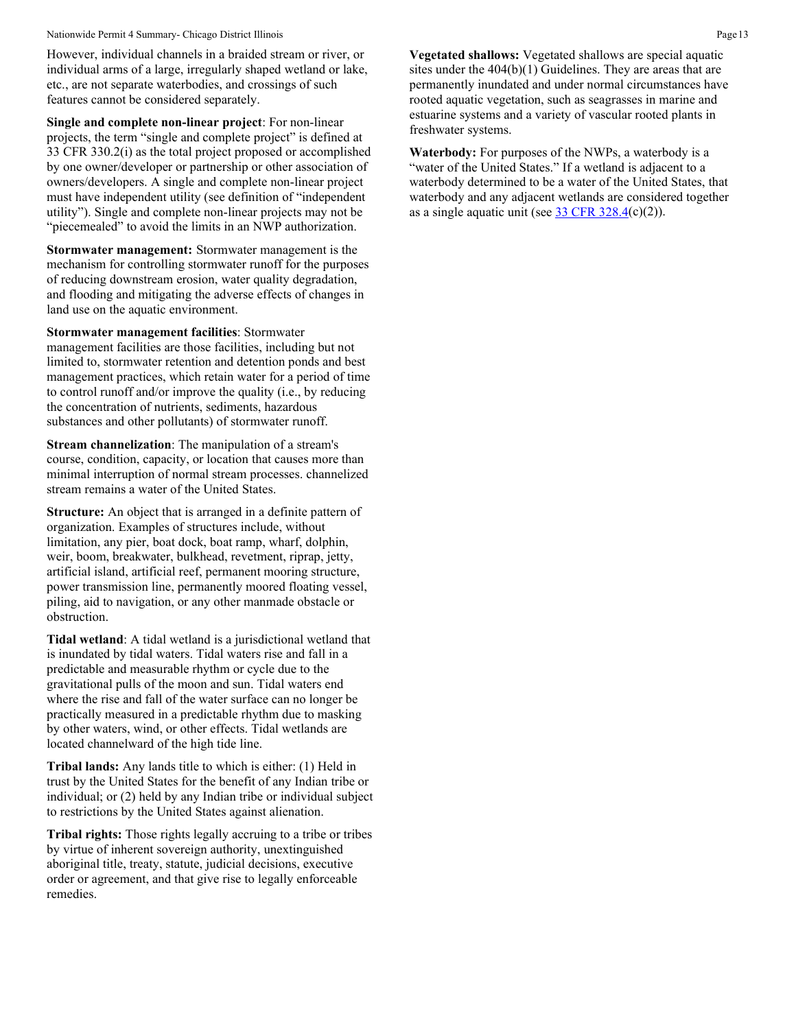However, individual channels in a braided stream or river, or individual arms of a large, irregularly shaped wetland or lake, etc., are not separate waterbodies, and crossings of such features cannot be considered separately.

**Single and complete non-linear project**: For non-linear projects, the term "single and complete project" is defined at 33 CFR 330.2(i) as the total project proposed or accomplished by one owner/developer or partnership or other association of owners/developers. A single and complete non-linear project must have independent utility (see definition of "independent utility"). Single and complete non-linear projects may not be "piecemealed" to avoid the limits in an NWP authorization.

**Stormwater management:** Stormwater management is the mechanism for controlling stormwater runoff for the purposes of reducing downstream erosion, water quality degradation, and flooding and mitigating the adverse effects of changes in land use on the aquatic environment.

**Stormwater management facilities**: Stormwater management facilities are those facilities, including but not limited to, stormwater retention and detention ponds and best management practices, which retain water for a period of time to control runoff and/or improve the quality (i.e., by reducing the concentration of nutrients, sediments, hazardous substances and other pollutants) of stormwater runoff.

**Stream channelization**: The manipulation of a stream's course, condition, capacity, or location that causes more than minimal interruption of normal stream processes. channelized stream remains a water of the United States.

**Structure:** An object that is arranged in a definite pattern of organization. Examples of structures include, without limitation, any pier, boat dock, boat ramp, wharf, dolphin, weir, boom, breakwater, bulkhead, revetment, riprap, jetty, artificial island, artificial reef, permanent mooring structure, power transmission line, permanently moored floating vessel, piling, aid to navigation, or any other manmade obstacle or obstruction.

**Tidal wetland**: A tidal wetland is a jurisdictional wetland that is inundated by tidal waters. Tidal waters rise and fall in a predictable and measurable rhythm or cycle due to the gravitational pulls of the moon and sun. Tidal waters end where the rise and fall of the water surface can no longer be practically measured in a predictable rhythm due to masking by other waters, wind, or other effects. Tidal wetlands are located channelward of the high tide line.

**Tribal lands:** Any lands title to which is either: (1) Held in trust by the United States for the benefit of any Indian tribe or individual; or (2) held by any Indian tribe or individual subject to restrictions by the United States against alienation.

**Tribal rights:** Those rights legally accruing to a tribe or tribes by virtue of inherent sovereign authority, unextinguished aboriginal title, treaty, statute, judicial decisions, executive order or agreement, and that give rise to legally enforceable remedies.

**Vegetated shallows:** Vegetated shallows are special aquatic sites under the 404(b)(1) Guidelines. They are areas that are permanently inundated and under normal circumstances have rooted aquatic vegetation, such as seagrasses in marine and estuarine systems and a variety of vascular rooted plants in freshwater systems.

**Waterbody:** For purposes of the NWPs, a waterbody is a "water of the United States." If a wetland is adjacent to a waterbody determined to be a water of the United States, that waterbody and any adjacent wetlands are considered together as a single aquatic unit (see 33 CFR 328.4(c)(2)).